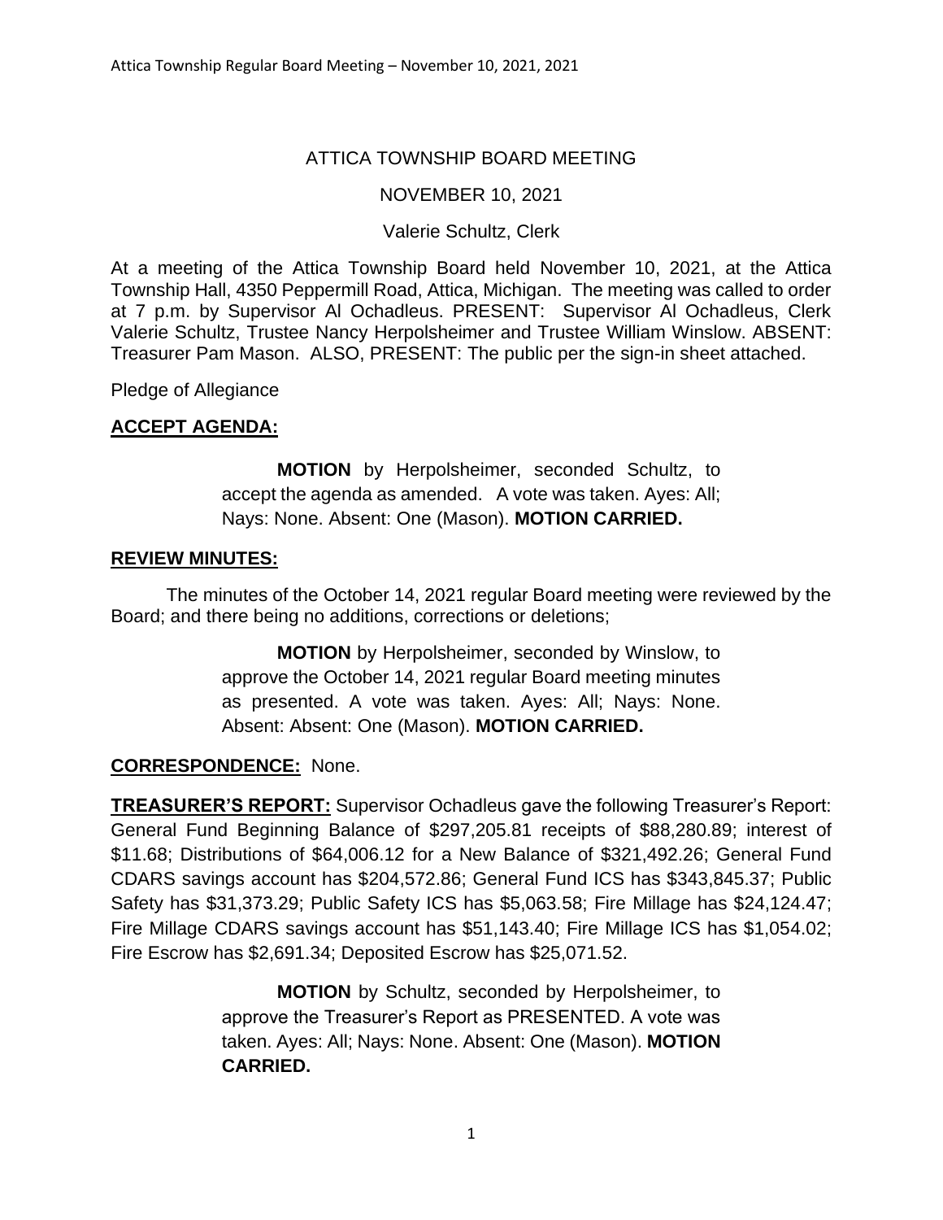ATTICA TOWNSHIP BOARD MEETING

NOVEMBER 10, 2021

Valerie Schultz, Clerk

At a meeting of the Attica Township Board held November 10, 2021, at the Attica Township Hall, 4350 Peppermill Road, Attica, Michigan. The meeting was called to order at 7 p.m. by Supervisor Al Ochadleus. PRESENT: Supervisor Al Ochadleus, Clerk Valerie Schultz, Trustee Nancy Herpolsheimer and Trustee William Winslow. ABSENT: Treasurer Pam Mason. ALSO, PRESENT: The public per the sign-in sheet attached.

Pledge of Allegiance

## ACCEPT AGENDA:

> **MOTION** by Herpolsheimer, seconded Schultz, to accept the agenda as amended. A vote was taken. Ayes: All; Nays: None. Absent: One (Mason). **MOTION CARRIED.**

## REVIEW MINUTES:

The minutes of the October 14, 2021 regular Board meeting were reviewed by the Board; and there being no additions, corrections or deletions;

> **MOTION** by Herpolsheimer, seconded by Winslow, to approve the October 14, 2021 regular Board meeting minutes as presented. A vote was taken. Ayes: All; Nays: None. Absent: Absent: One (Mason). **MOTION CARRIED.**

**CORRESPONDENCE:** None.

**TREASURER'S REPORT:** Supervisor Ochadleus gave the following Treasurer's Report: General Fund Beginning Balance of $297,205.81 receipts of $88,280.89; interest of $11.68; Distributions of $64,006.12 for a New Balance of $321,492.26; General Fund CDARS savings account has $204,572.86; General Fund ICS has $343,845.37; Public Safety has $31,373.29; Public Safety ICS has $5,063.58; Fire Millage has $24,124.47; Fire Millage CDARS savings account has $51,143.40; Fire Millage ICS has $1,054.02; Fire Escrow has $2,691.34; Deposited Escrow has $25,071.52.

> **MOTION** by Schultz, seconded by Herpolsheimer, to approve the Treasurer's Report as PRESENTED. A vote was taken. Ayes: All; Nays: None. Absent: One (Mason). **MOTION CARRIED.**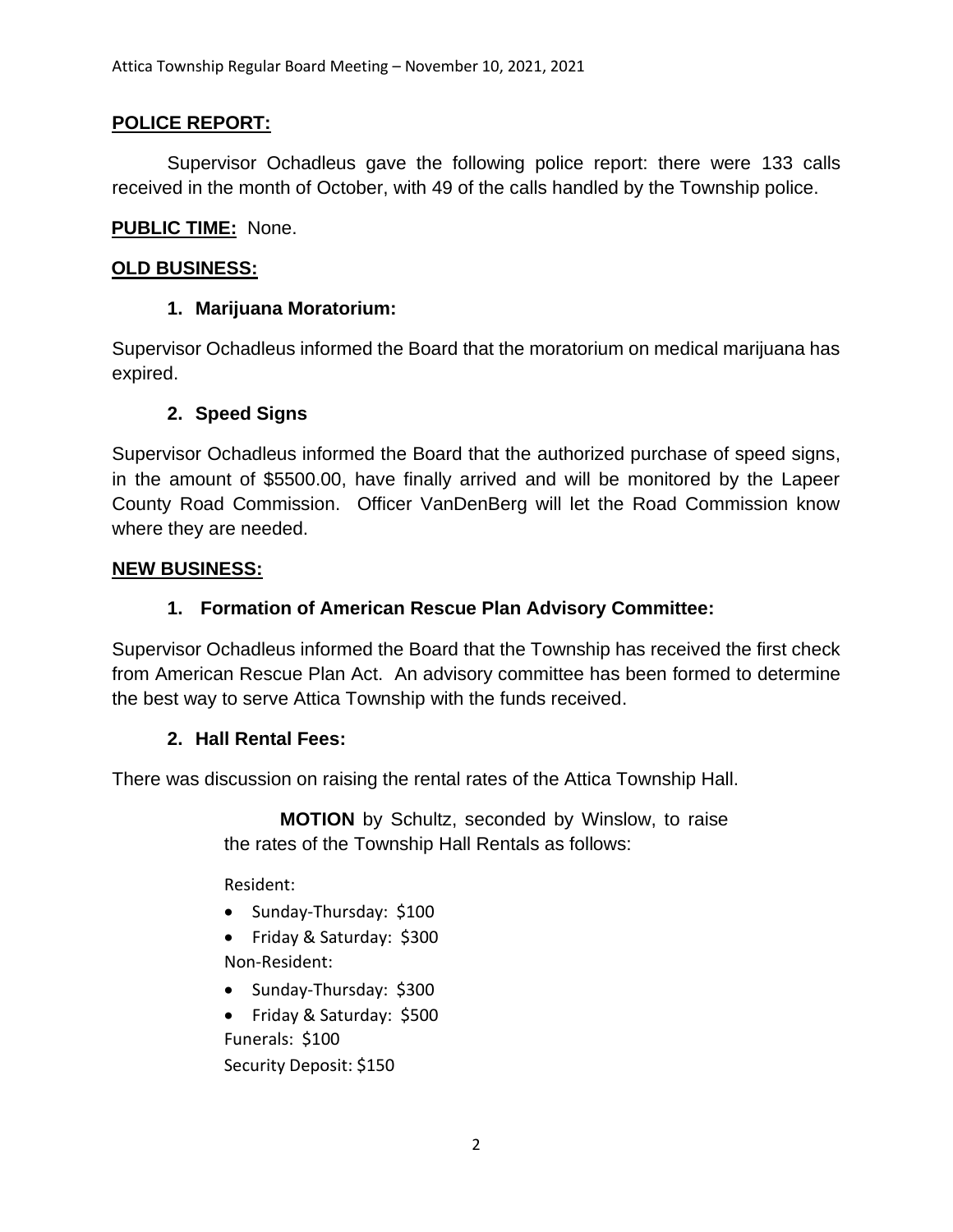**POLICE REPORT:**

Supervisor Ochadleus gave the following police report: there were 133 calls received in the month of October, with 49 of the calls handled by the Township police.

**PUBLIC TIME:** None.

**OLD BUSINESS:**

**1. Marijuana Moratorium:**

Supervisor Ochadleus informed the Board that the moratorium on medical marijuana has expired.

**2. Speed Signs**

Supervisor Ochadleus informed the Board that the authorized purchase of speed signs, in the amount of $5500.00, have finally arrived and will be monitored by the Lapeer County Road Commission. Officer VanDenBerg will let the Road Commission know where they are needed.

**NEW BUSINESS:**

**1. Formation of American Rescue Plan Advisory Committee:**

Supervisor Ochadleus informed the Board that the Township has received the first check from American Rescue Plan Act. An advisory committee has been formed to determine the best way to serve Attica Township with the funds received.

**2. Hall Rental Fees:**

There was discussion on raising the rental rates of the Attica Township Hall.

> **MOTION** by Schultz, seconded by Winslow, to raise the rates of the Township Hall Rentals as follows:
>
> Resident:
>
> - Sunday-Thursday: $100
> - Friday & Saturday: $300
>
> Non-Resident:
>
> - Sunday-Thursday: $300
> - Friday & Saturday: $500
>
> Funerals: $100
>
> Security Deposit: $150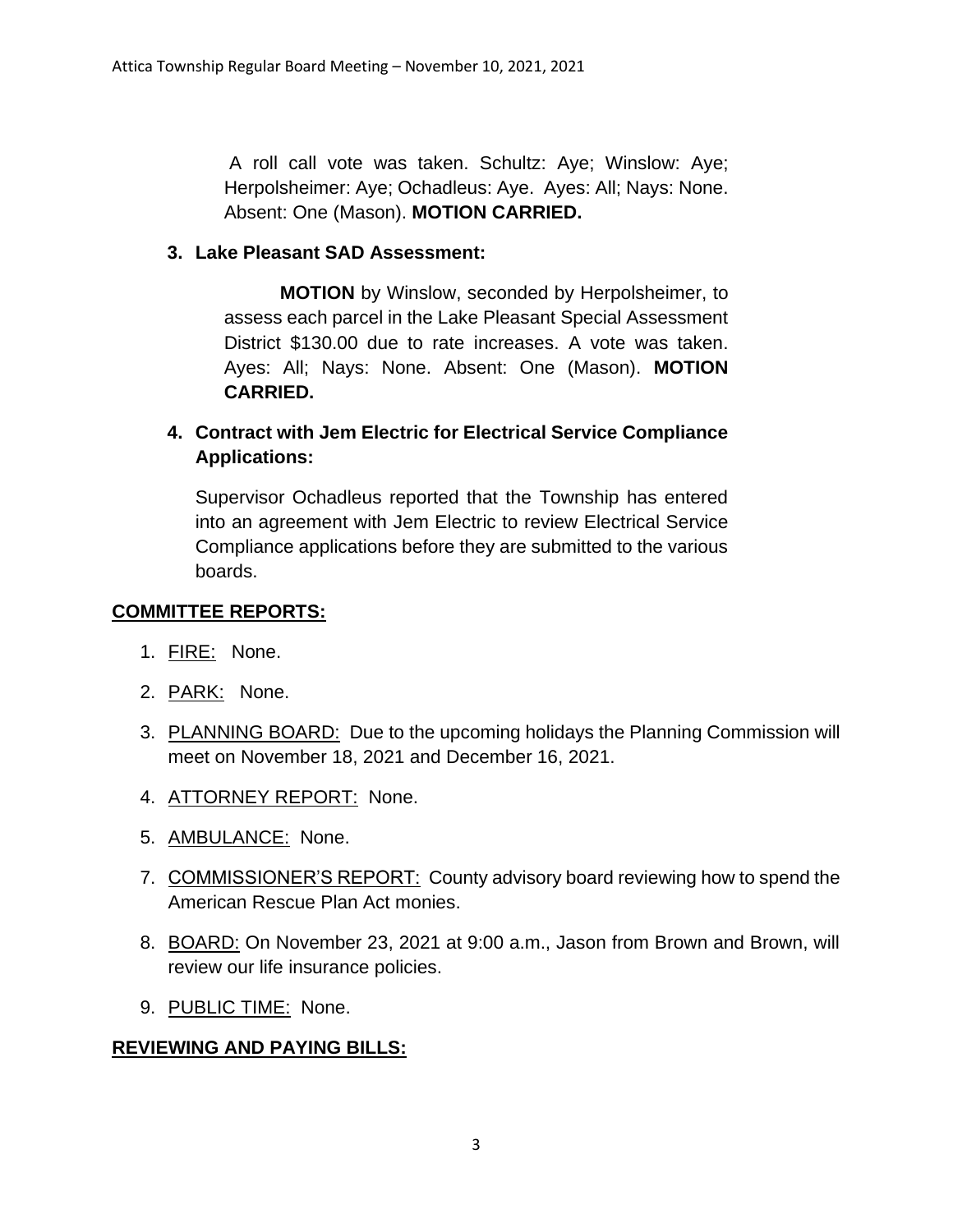A roll call vote was taken. Schultz: Aye; Winslow: Aye; Herpolsheimer: Aye; Ochadleus: Aye. Ayes: All; Nays: None. Absent: One (Mason). **MOTION CARRIED.**

3. **Lake Pleasant SAD Assessment:**

   **MOTION** by Winslow, seconded by Herpolsheimer, to assess each parcel in the Lake Pleasant Special Assessment District $130.00 due to rate increases. A vote was taken. Ayes: All; Nays: None. Absent: One (Mason). **MOTION CARRIED.**

4. **Contract with Jem Electric for Electrical Service Compliance Applications:**

   Supervisor Ochadleus reported that the Township has entered into an agreement with Jem Electric to review Electrical Service Compliance applications before they are submitted to the various boards.

## COMMITTEE REPORTS:

1. FIRE: None.
2. PARK: None.
3. PLANNING BOARD: Due to the upcoming holidays the Planning Commission will meet on November 18, 2021 and December 16, 2021.
4. ATTORNEY REPORT: None.
5. AMBULANCE: None.

7. COMMISSIONER'S REPORT: County advisory board reviewing how to spend the American Rescue Plan Act monies.
8. BOARD: On November 23, 2021 at 9:00 a.m., Jason from Brown and Brown, will review our life insurance policies.
9. PUBLIC TIME: None.

## REVIEWING AND PAYING BILLS: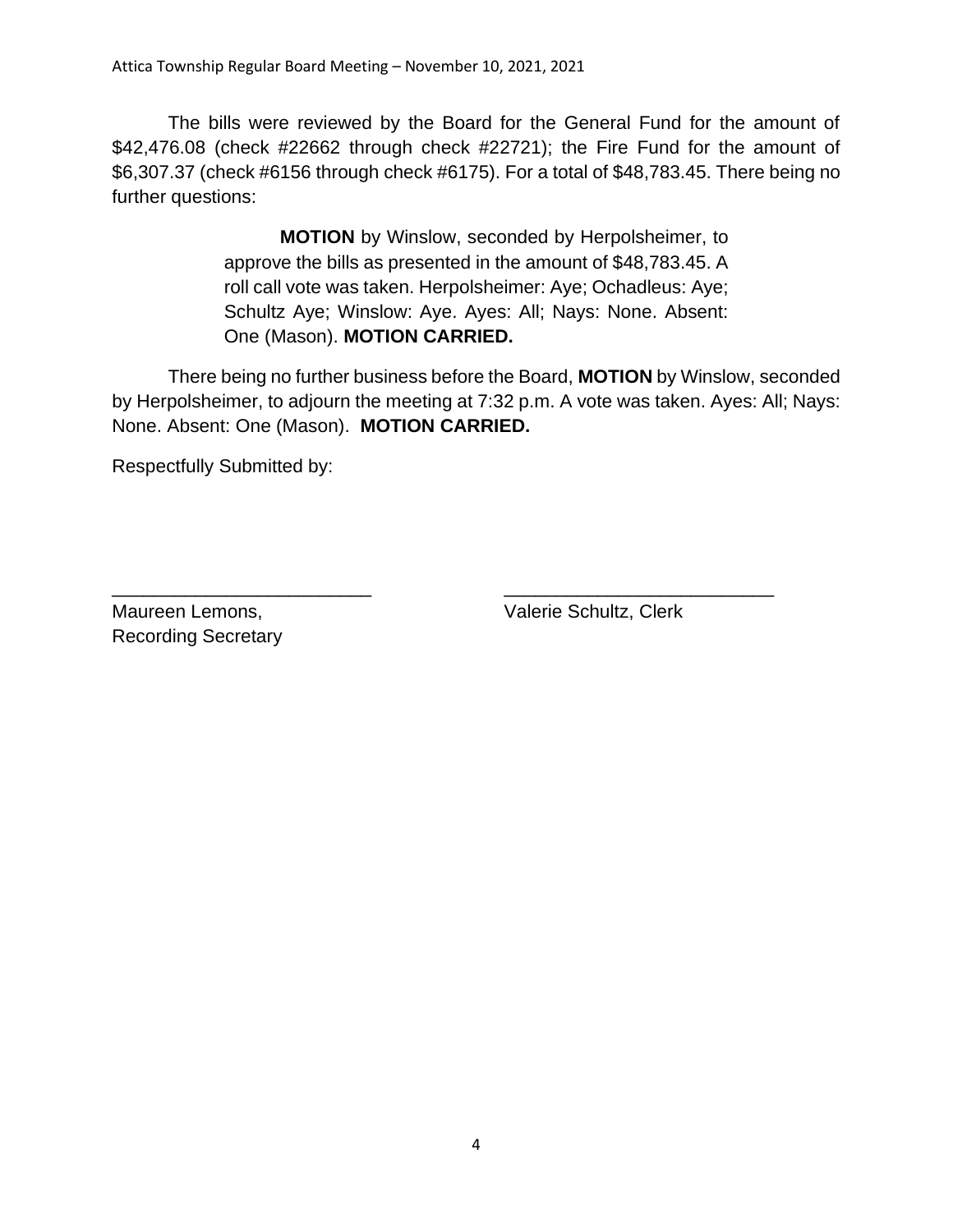The bills were reviewed by the Board for the General Fund for the amount of $42,476.08 (check #22662 through check #22721); the Fire Fund for the amount of $6,307.37 (check #6156 through check #6175). For a total of $48,783.45. There being no further questions:

> **MOTION** by Winslow, seconded by Herpolsheimer, to approve the bills as presented in the amount of $48,783.45. A roll call vote was taken. Herpolsheimer: Aye; Ochadleus: Aye; Schultz Aye; Winslow: Aye. Ayes: All; Nays: None. Absent: One (Mason). **MOTION CARRIED.**

There being no further business before the Board, **MOTION** by Winslow, seconded by Herpolsheimer, to adjourn the meeting at 7:32 p.m. A vote was taken. Ayes: All; Nays: None. Absent: One (Mason). **MOTION CARRIED.**

Respectfully Submitted by:

\_\_\_\_\_\_\_\_\_\_\_\_\_\_\_\_\_\_\_\_\_\_\_\_\_
Maureen Lemons,
Recording Secretary

\_\_\_\_\_\_\_\_\_\_\_\_\_\_\_\_\_\_\_\_\_\_\_\_\_\_
Valerie Schultz, Clerk